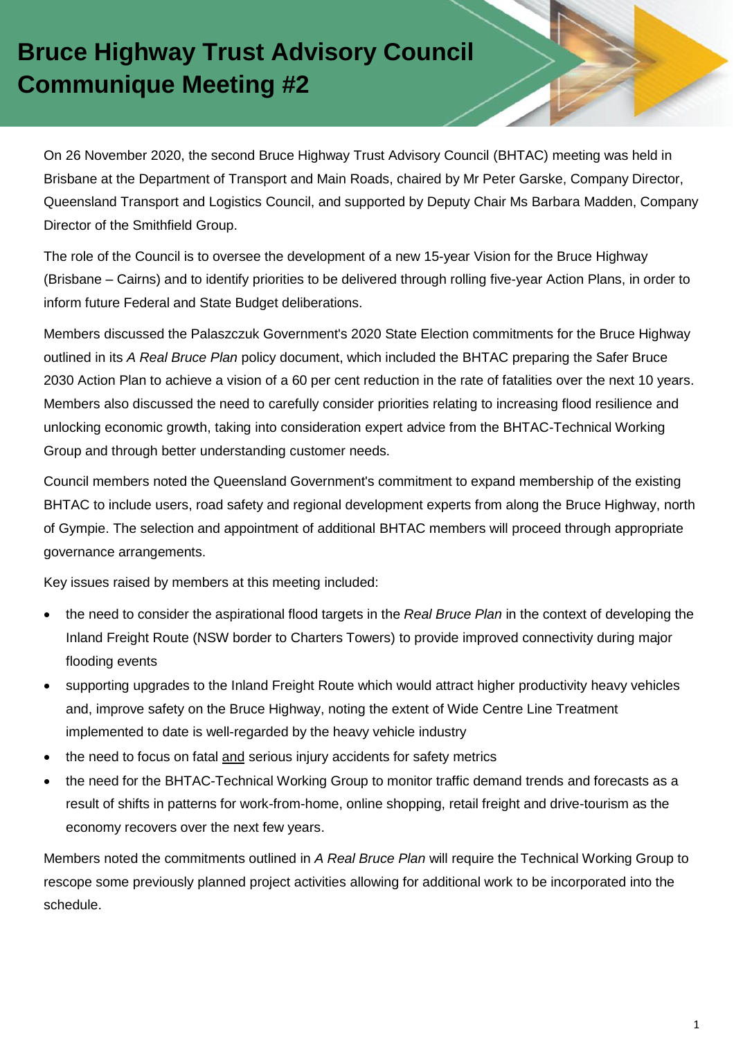# Bruce Highway Trust Advisory Council Communique Meeting #2

On 26 November 2020, the second Bruce Highway Trust Advisory Council (BHTAC) meeting was held in Brisbane at the Department of Transport and Main Roads, chaired by Mr Peter Garske, Company Director, Queensland Transport and Logistics Council, and supported by Deputy Chair Ms Barbara Madden, Company Director of the Smithfield Group.

The role of the Council is to oversee the development of a new 15-year Vision for the Bruce Highway (Brisbane – Cairns) and to identify priorities to be delivered through rolling five-year Action Plans, in order to inform future Federal and State Budget deliberations.

Members discussed the Palaszczuk Government's 2020 State Election commitments for the Bruce Highway outlined in its *A Real Bruce Plan* policy document, which included the BHTAC preparing the Safer Bruce 2030 Action Plan to achieve a vision of a 60 per cent reduction in the rate of fatalities over the next 10 years. Members also discussed the need to carefully consider priorities relating to increasing flood resilience and unlocking economic growth, taking into consideration expert advice from the BHTAC-Technical Working Group and through better understanding customer needs.

Council members noted the Queensland Government's commitment to expand membership of the existing BHTAC to include users, road safety and regional development experts from along the Bruce Highway, north of Gympie. The selection and appointment of additional BHTAC members will proceed through appropriate governance arrangements.

Key issues raised by members at this meeting included:

- the need to consider the aspirational flood targets in the *Real Bruce Plan* in the context of developing the Inland Freight Route (NSW border to Charters Towers) to provide improved connectivity during major flooding events
- supporting upgrades to the Inland Freight Route which would attract higher productivity heavy vehicles and, improve safety on the Bruce Highway, noting the extent of Wide Centre Line Treatment implemented to date is well-regarded by the heavy vehicle industry
- the need to focus on fatal and serious injury accidents for safety metrics
- the need for the BHTAC-Technical Working Group to monitor traffic demand trends and forecasts as a result of shifts in patterns for work-from-home, online shopping, retail freight and drive-tourism as the economy recovers over the next few years.

Members noted the commitments outlined in *A Real Bruce Plan* will require the Technical Working Group to rescope some previously planned project activities allowing for additional work to be incorporated into the schedule.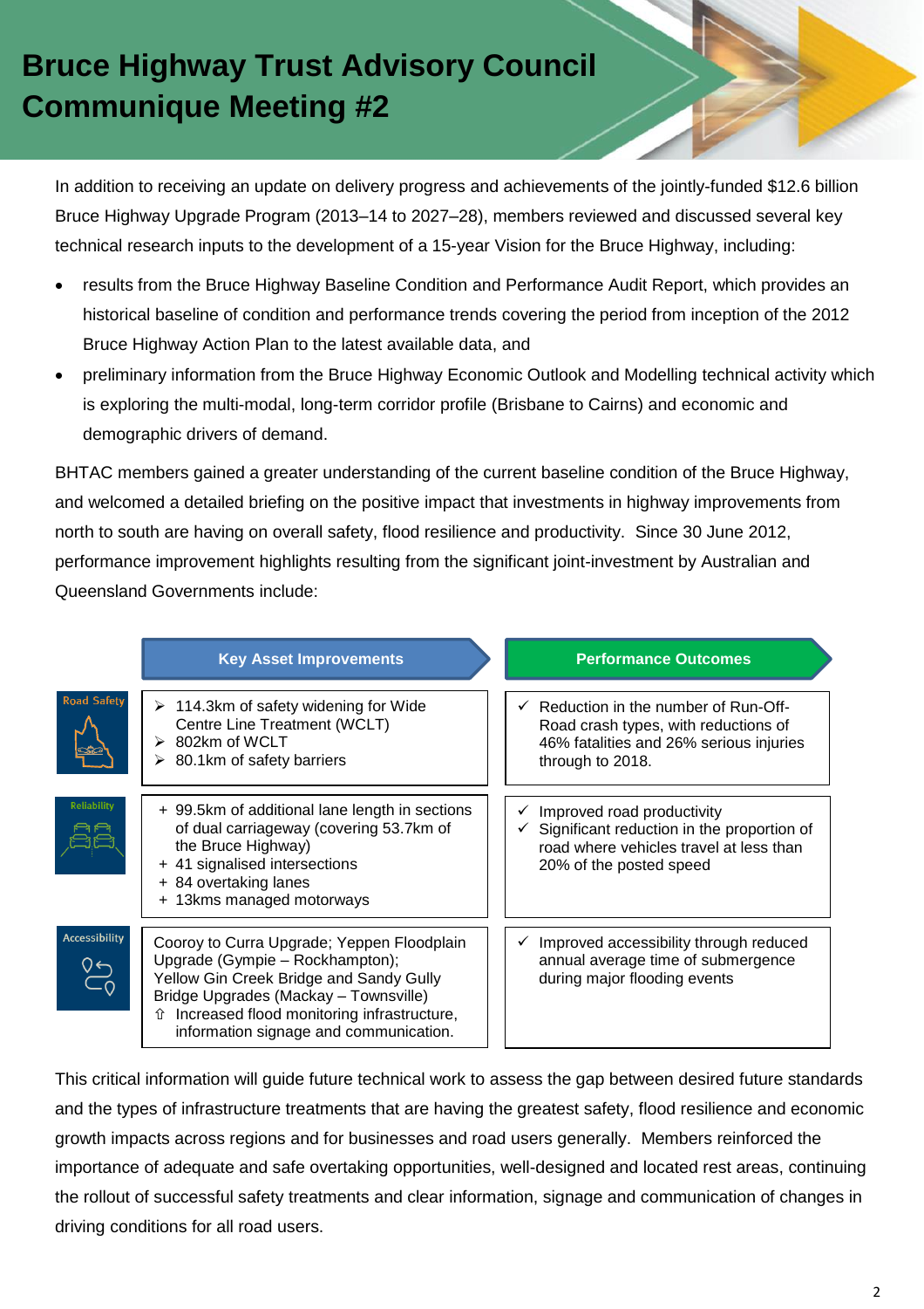# Bruce Highway Trust Advisory Council Communique Meeting #2

In addition to receiving an update on delivery progress and achievements of the jointly-funded $12.6 billion Bruce Highway Upgrade Program (2013–14 to 2027–28), members reviewed and discussed several key technical research inputs to the development of a 15-year Vision for the Bruce Highway, including:

- results from the Bruce Highway Baseline Condition and Performance Audit Report, which provides an historical baseline of condition and performance trends covering the period from inception of the 2012 Bruce Highway Action Plan to the latest available data, and
- preliminary information from the Bruce Highway Economic Outlook and Modelling technical activity which is exploring the multi-modal, long-term corridor profile (Brisbane to Cairns) and economic and demographic drivers of demand.

BHTAC members gained a greater understanding of the current baseline condition of the Bruce Highway, and welcomed a detailed briefing on the positive impact that investments in highway improvements from north to south are having on overall safety, flood resilience and productivity. Since 30 June 2012, performance improvement highlights resulting from the significant joint-investment by Australian and Queensland Governments include:

| | Key Asset Improvements | Performance Outcomes |
|---|---|---|
| Road Safety | ➢ 114.3km of safety widening for Wide Centre Line Treatment (WCLT)<br>➢ 802km of WCLT<br>➢ 80.1km of safety barriers | ✓ Reduction in the number of Run-Off-Road crash types, with reductions of 46% fatalities and 26% serious injuries through to 2018. |
| Reliability | + 99.5km of additional lane length in sections of dual carriageway (covering 53.7km of the Bruce Highway)<br>+ 41 signalised intersections<br>+ 84 overtaking lanes<br>+ 13kms managed motorways | ✓ Improved road productivity<br>✓ Significant reduction in the proportion of road where vehicles travel at less than 20% of the posted speed |
| Accessibility | Cooroy to Curra Upgrade; Yeppen Floodplain Upgrade (Gympie – Rockhampton);<br>Yellow Gin Creek Bridge and Sandy Gully Bridge Upgrades (Mackay – Townsville)<br>⇧ Increased flood monitoring infrastructure, information signage and communication. | ✓ Improved accessibility through reduced annual average time of submergence during major flooding events |

This critical information will guide future technical work to assess the gap between desired future standards and the types of infrastructure treatments that are having the greatest safety, flood resilience and economic growth impacts across regions and for businesses and road users generally. Members reinforced the importance of adequate and safe overtaking opportunities, well-designed and located rest areas, continuing the rollout of successful safety treatments and clear information, signage and communication of changes in driving conditions for all road users.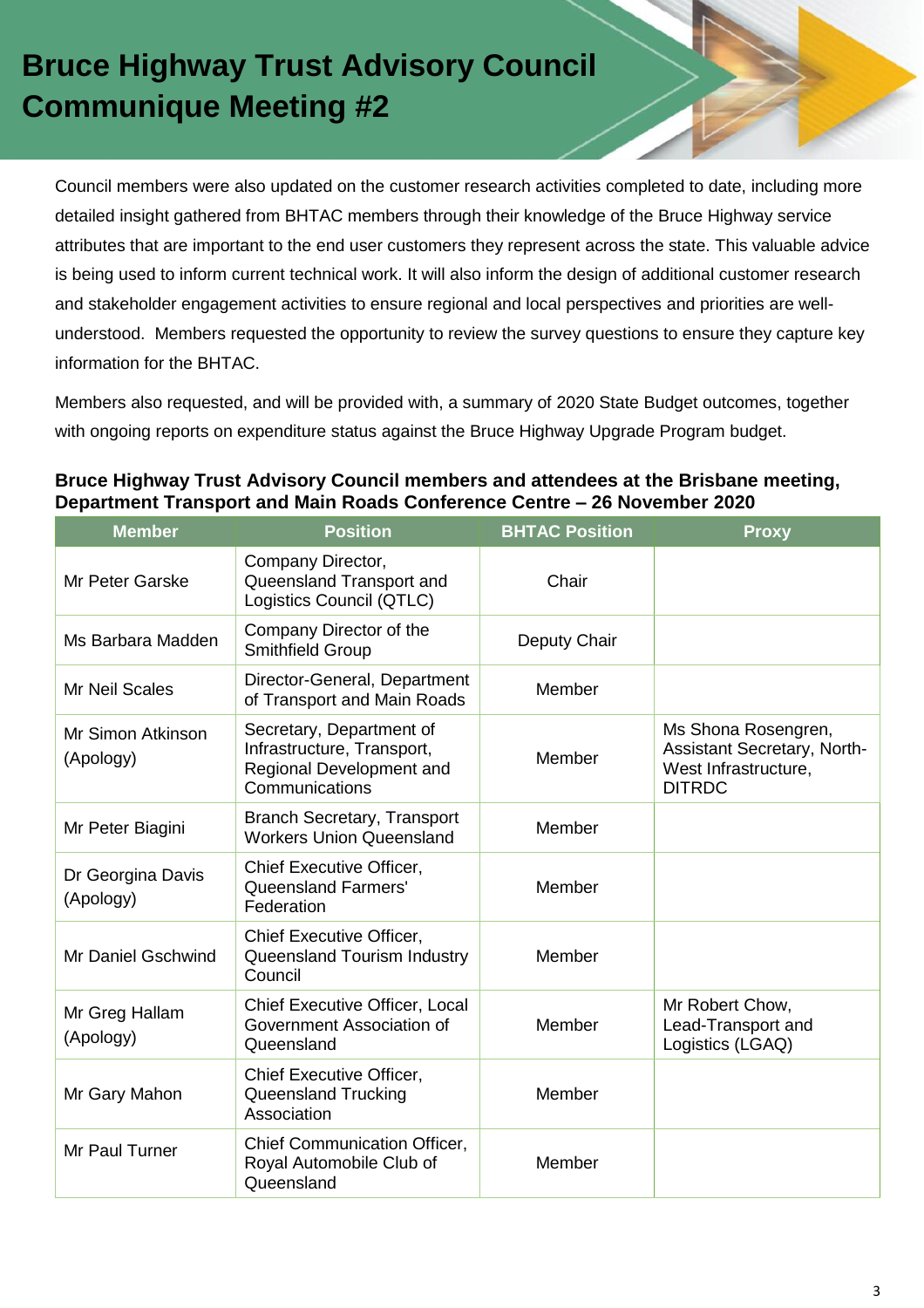# Bruce Highway Trust Advisory Council Communique Meeting #2

Council members were also updated on the customer research activities completed to date, including more detailed insight gathered from BHTAC members through their knowledge of the Bruce Highway service attributes that are important to the end user customers they represent across the state. This valuable advice is being used to inform current technical work. It will also inform the design of additional customer research and stakeholder engagement activities to ensure regional and local perspectives and priorities are well-understood. Members requested the opportunity to review the survey questions to ensure they capture key information for the BHTAC.

Members also requested, and will be provided with, a summary of 2020 State Budget outcomes, together with ongoing reports on expenditure status against the Bruce Highway Upgrade Program budget.

**Bruce Highway Trust Advisory Council members and attendees at the Brisbane meeting, Department Transport and Main Roads Conference Centre – 26 November 2020**

| Member | Position | BHTAC Position | Proxy |
|---|---|---|---|
| Mr Peter Garske | Company Director, Queensland Transport and Logistics Council (QTLC) | Chair | |
| Ms Barbara Madden | Company Director of the Smithfield Group | Deputy Chair | |
| Mr Neil Scales | Director-General, Department of Transport and Main Roads | Member | |
| Mr Simon Atkinson (Apology) | Secretary, Department of Infrastructure, Transport, Regional Development and Communications | Member | Ms Shona Rosengren, Assistant Secretary, North-West Infrastructure, DITRDC |
| Mr Peter Biagini | Branch Secretary, Transport Workers Union Queensland | Member | |
| Dr Georgina Davis (Apology) | Chief Executive Officer, Queensland Farmers' Federation | Member | |
| Mr Daniel Gschwind | Chief Executive Officer, Queensland Tourism Industry Council | Member | |
| Mr Greg Hallam (Apology) | Chief Executive Officer, Local Government Association of Queensland | Member | Mr Robert Chow, Lead-Transport and Logistics (LGAQ) |
| Mr Gary Mahon | Chief Executive Officer, Queensland Trucking Association | Member | |
| Mr Paul Turner | Chief Communication Officer, Royal Automobile Club of Queensland | Member | |